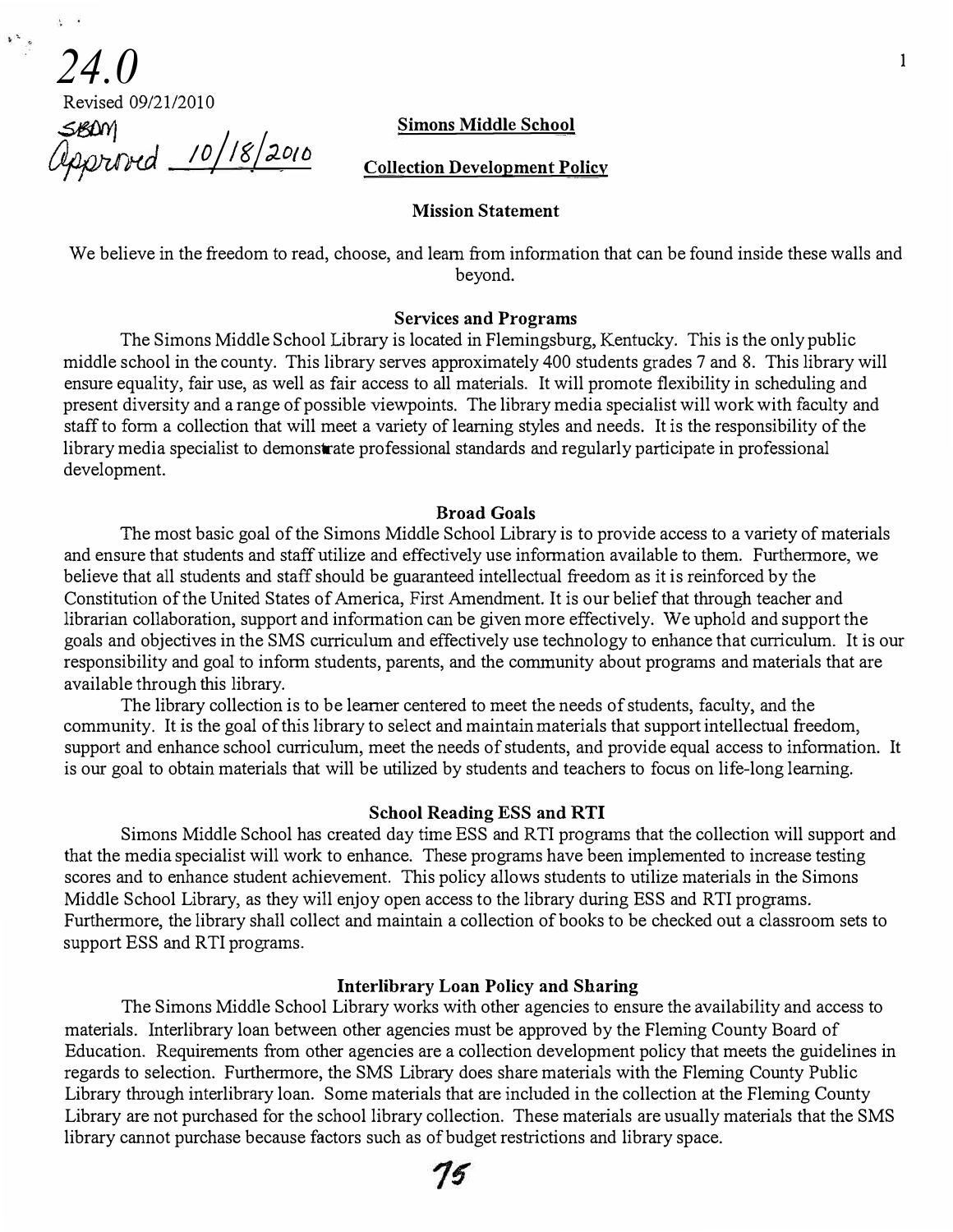*24.0*

Revised 09/21/2010

SBDM Approved 10/18/2010

**Simons Middle School**

**Collection Development Policy**

**Mission Statement**

We believe in the freedom to read, choose, and learn from information that can be found inside these walls and beyond.

**Services and Programs**

The Simons Middle School Library is located in Flemingsburg, Kentucky. This is the only public middle school in the county. This library serves approximately 400 students grades 7 and 8. This library will ensure equality, fair use, as well as fair access to all materials. It will promote flexibility in scheduling and present diversity and a range of possible viewpoints. The library media specialist will work with faculty and staff to form a collection that will meet a variety of learning styles and needs. It is the responsibility of the library media specialist to demonstrate professional standards and regularly participate in professional development.

**Broad Goals**

The most basic goal of the Simons Middle School Library is to provide access to a variety of materials and ensure that students and staff utilize and effectively use information available to them. Furthermore, we believe that all students and staff should be guaranteed intellectual freedom as it is reinforced by the Constitution of the United States of America, First Amendment. It is our belief that through teacher and librarian collaboration, support and information can be given more effectively. We uphold and support the goals and objectives in the SMS curriculum and effectively use technology to enhance that curriculum. It is our responsibility and goal to inform students, parents, and the community about programs and materials that are available through this library.

The library collection is to be learner centered to meet the needs of students, faculty, and the community. It is the goal of this library to select and maintain materials that support intellectual freedom, support and enhance school curriculum, meet the needs of students, and provide equal access to information. It is our goal to obtain materials that will be utilized by students and teachers to focus on life-long learning.

**School Reading ESS and RTI**

Simons Middle School has created day time ESS and RTI programs that the collection will support and that the media specialist will work to enhance. These programs have been implemented to increase testing scores and to enhance student achievement. This policy allows students to utilize materials in the Simons Middle School Library, as they will enjoy open access to the library during ESS and RTI programs. Furthermore, the library shall collect and maintain a collection of books to be checked out a classroom sets to support ESS and RTI programs.

**Interlibrary Loan Policy and Sharing**

The Simons Middle School Library works with other agencies to ensure the availability and access to materials. Interlibrary loan between other agencies must be approved by the Fleming County Board of Education. Requirements from other agencies are a collection development policy that meets the guidelines in regards to selection. Furthermore, the SMS Library does share materials with the Fleming County Public Library through interlibrary loan. Some materials that are included in the collection at the Fleming County Library are not purchased for the school library collection. These materials are usually materials that the SMS library cannot purchase because factors such as of budget restrictions and library space.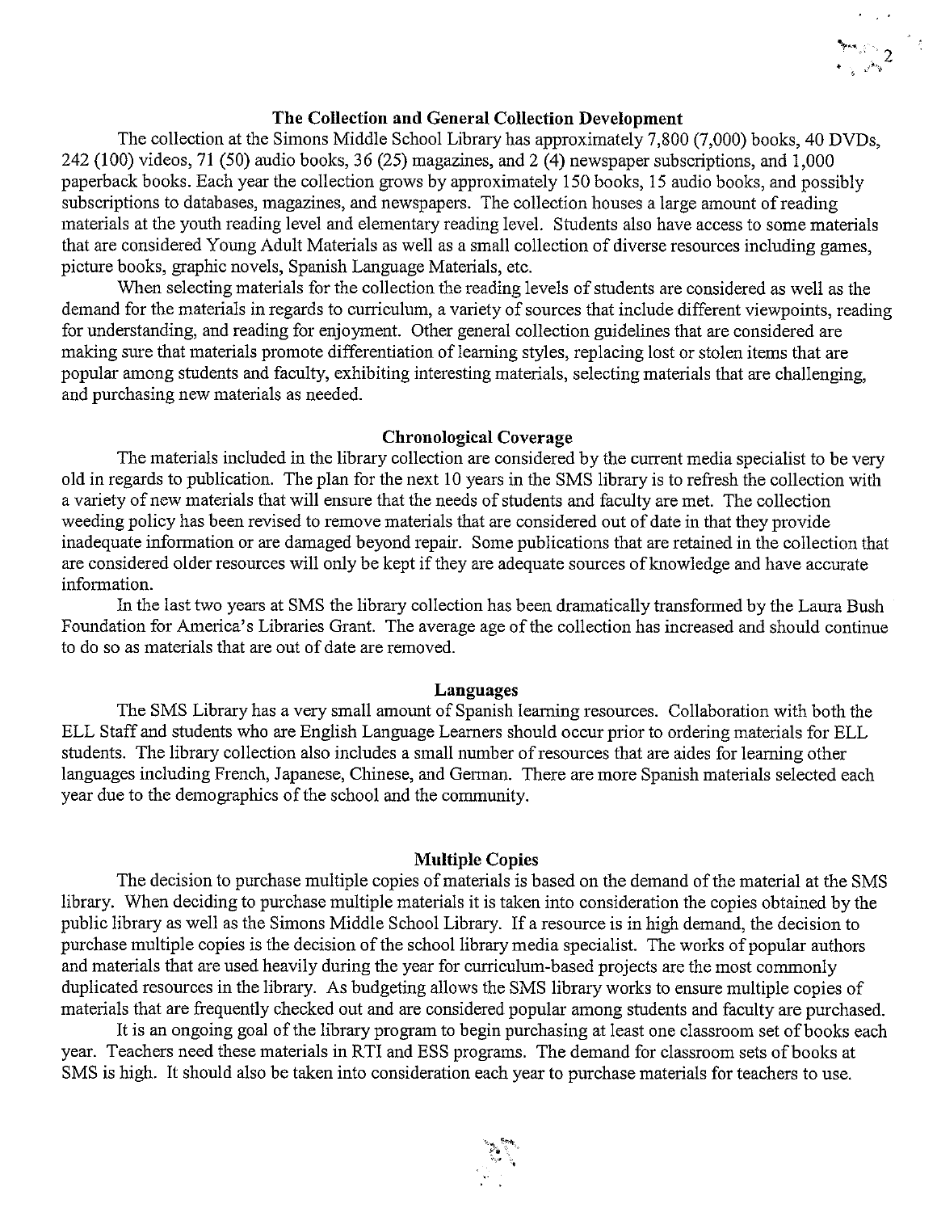## The Collection and General Collection Development

The collection at the Simons Middle School Library has approximately 7,800 (7,000) books, 40 DVDs, 242 (100) videos, 71 (50) audio books, 36 (25) magazines, and 2 (4) newspaper subscriptions, and 1,000 paperback books. Each year the collection grows by approximately 150 books, 15 audio books, and possibly subscriptions to databases, magazines, and newspapers. The collection houses a large amount of reading materials at the youth reading level and elementary reading level. Students also have access to some materials that are considered Young Adult Materials as well as a small collection of diverse resources including games, picture books, graphic novels, Spanish Language Materials, etc.

When selecting materials for the collection the reading levels of students are considered as well as the demand for the materials in regards to curriculum, a variety of sources that include different viewpoints, reading for understanding, and reading for enjoyment. Other general collection guidelines that are considered are making sure that materials promote differentiation of learning styles, replacing lost or stolen items that are popular among students and faculty, exhibiting interesting materials, selecting materials that are challenging, and purchasing new materials as needed.

## Chronological Coverage

The materials included in the library collection are considered by the current media specialist to be very old in regards to publication. The plan for the next 10 years in the SMS library is to refresh the collection with a variety of new materials that will ensure that the needs of students and faculty are met. The collection weeding policy has been revised to remove materials that are considered out of date in that they provide inadequate information or are damaged beyond repair. Some publications that are retained in the collection that are considered older resources will only be kept if they are adequate sources of knowledge and have accurate information.

In the last two years at SMS the library collection has been dramatically transformed by the Laura Bush Foundation for America's Libraries Grant. The average age of the collection has increased and should continue to do so as materials that are out of date are removed.

## Languages

The SMS Library has a very small amount of Spanish learning resources. Collaboration with both the ELL Staff and students who are English Language Learners should occur prior to ordering materials for ELL students. The library collection also includes a small number of resources that are aides for learning other languages including French, Japanese, Chinese, and German. There are more Spanish materials selected each year due to the demographics of the school and the community.

## Multiple Copies

The decision to purchase multiple copies of materials is based on the demand of the material at the SMS library. When deciding to purchase multiple materials it is taken into consideration the copies obtained by the public library as well as the Simons Middle School Library. If a resource is in high demand, the decision to purchase multiple copies is the decision of the school library media specialist. The works of popular authors and materials that are used heavily during the year for curriculum-based projects are the most commonly duplicated resources in the library. As budgeting allows the SMS library works to ensure multiple copies of materials that are frequently checked out and are considered popular among students and faculty are purchased.

It is an ongoing goal of the library program to begin purchasing at least one classroom set of books each year. Teachers need these materials in RTI and ESS programs. The demand for classroom sets of books at SMS is high. It should also be taken into consideration each year to purchase materials for teachers to use.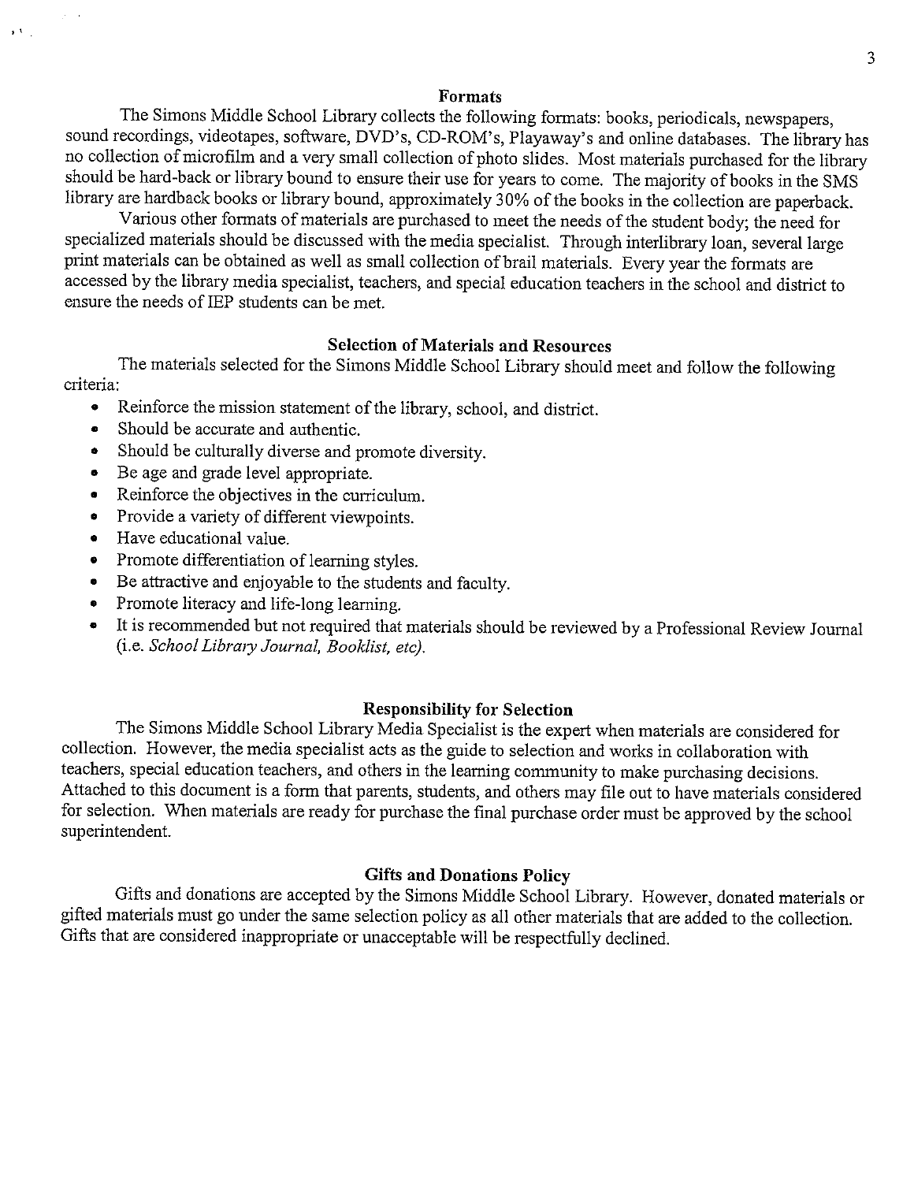## Formats

The Simons Middle School Library collects the following formats: books, periodicals, newspapers, sound recordings, videotapes, software, DVD's, CD-ROM's, Playaway's and online databases. The library has no collection of microfilm and a very small collection of photo slides. Most materials purchased for the library should be hard-back or library bound to ensure their use for years to come. The majority of books in the SMS library are hardback books or library bound, approximately 30% of the books in the collection are paperback.

Various other formats of materials are purchased to meet the needs of the student body; the need for specialized materials should be discussed with the media specialist. Through interlibrary loan, several large print materials can be obtained as well as small collection of brail materials. Every year the formats are accessed by the library media specialist, teachers, and special education teachers in the school and district to ensure the needs of IEP students can be met.

## Selection of Materials and Resources

The materials selected for the Simons Middle School Library should meet and follow the following criteria:

- Reinforce the mission statement of the library, school, and district.
- Should be accurate and authentic.
- Should be culturally diverse and promote diversity.
- Be age and grade level appropriate.
- Reinforce the objectives in the curriculum.
- Provide a variety of different viewpoints.
- Have educational value.
- Promote differentiation of learning styles.
- Be attractive and enjoyable to the students and faculty.
- Promote literacy and life-long learning.
- It is recommended but not required that materials should be reviewed by a Professional Review Journal (i.e. *School Library Journal, Booklist, etc).*

## Responsibility for Selection

The Simons Middle School Library Media Specialist is the expert when materials are considered for collection. However, the media specialist acts as the guide to selection and works in collaboration with teachers, special education teachers, and others in the learning community to make purchasing decisions. Attached to this document is a form that parents, students, and others may file out to have materials considered for selection. When materials are ready for purchase the final purchase order must be approved by the school superintendent.

## Gifts and Donations Policy

Gifts and donations are accepted by the Simons Middle School Library. However, donated materials or gifted materials must go under the same selection policy as all other materials that are added to the collection. Gifts that are considered inappropriate or unacceptable will be respectfully declined.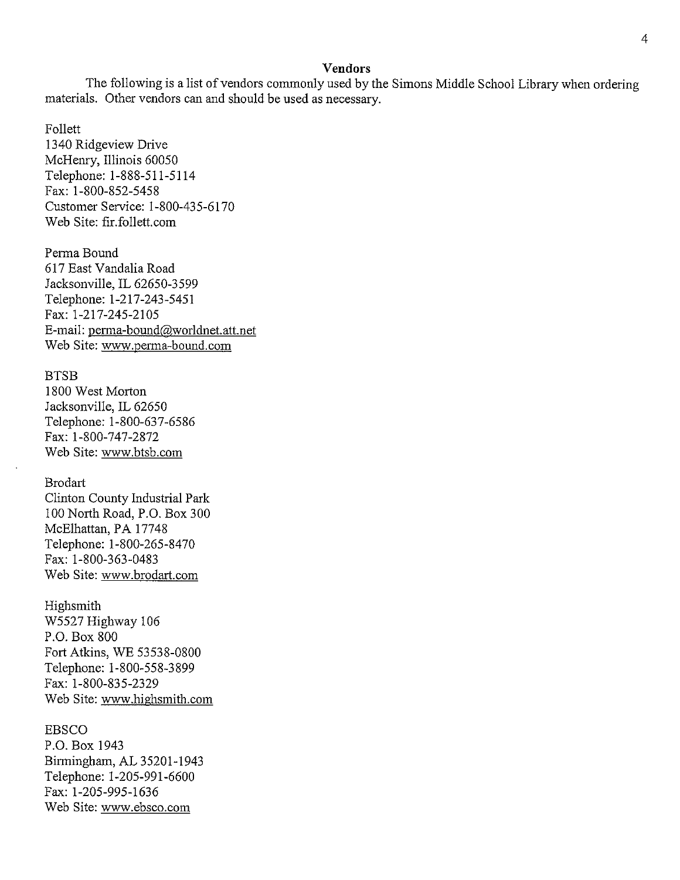## Vendors

The following is a list of vendors commonly used by the Simons Middle School Library when ordering materials. Other vendors can and should be used as necessary.

Follett
1340 Ridgeview Drive
McHenry, Illinois 60050
Telephone: 1-888-511-5114
Fax: 1-800-852-5458
Customer Service: 1-800-435-6170
Web Site: flr.follett.com

Perma Bound
617 East Vandalia Road
Jacksonville, IL 62650-3599
Telephone: 1-217-243-5451
Fax: 1-217-245-2105
E-mail: perma-bound@worldnet.att.net
Web Site: www.perma-bound.com

BTSB
1800 West Morton
Jacksonville, IL 62650
Telephone: 1-800-637-6586
Fax: 1-800-747-2872
Web Site: www.btsb.com

Brodart
Clinton County Industrial Park
100 North Road, P.O. Box 300
McElhattan, PA 17748
Telephone: 1-800-265-8470
Fax: 1-800-363-0483
Web Site: www.brodart.com

Highsmith
W5527 Highway 106
P.O. Box 800
Fort Atkins, WE 53538-0800
Telephone: 1-800-558-3899
Fax: 1-800-835-2329
Web Site: www.highsmith.com

EBSCO
P.O. Box 1943
Birmingham, AL 35201-1943
Telephone: 1-205-991-6600
Fax: 1-205-995-1636
Web Site: www.ebsco.com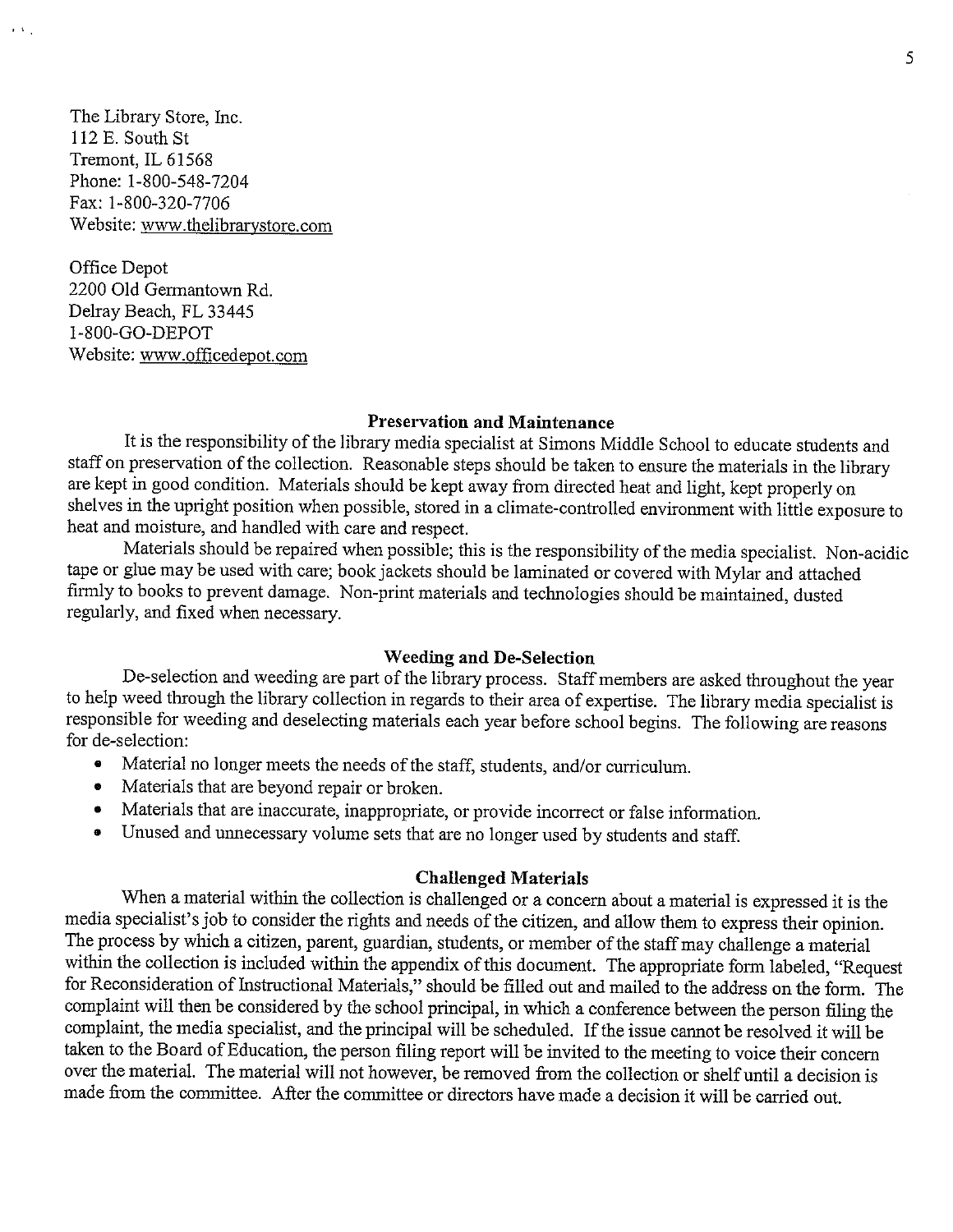The Library Store, Inc.
112 E. South St
Tremont, IL 61568
Phone: 1-800-548-7204
Fax: 1-800-320-7706
Website: www.thelibrarystore.com

Office Depot
2200 Old Germantown Rd.
Delray Beach, FL 33445
1-800-GO-DEPOT
Website: www.officedepot.com

## Preservation and Maintenance

It is the responsibility of the library media specialist at Simons Middle School to educate students and staff on preservation of the collection. Reasonable steps should be taken to ensure the materials in the library are kept in good condition. Materials should be kept away from directed heat and light, kept properly on shelves in the upright position when possible, stored in a climate-controlled environment with little exposure to heat and moisture, and handled with care and respect.

Materials should be repaired when possible; this is the responsibility of the media specialist. Non-acidic tape or glue may be used with care; book jackets should be laminated or covered with Mylar and attached firmly to books to prevent damage. Non-print materials and technologies should be maintained, dusted regularly, and fixed when necessary.

## Weeding and De-Selection

De-selection and weeding are part of the library process. Staff members are asked throughout the year to help weed through the library collection in regards to their area of expertise. The library media specialist is responsible for weeding and deselecting materials each year before school begins. The following are reasons for de-selection:

- Material no longer meets the needs of the staff, students, and/or curriculum.
- Materials that are beyond repair or broken.
- Materials that are inaccurate, inappropriate, or provide incorrect or false information.
- Unused and unnecessary volume sets that are no longer used by students and staff.

## Challenged Materials

When a material within the collection is challenged or a concern about a material is expressed it is the media specialist's job to consider the rights and needs of the citizen, and allow them to express their opinion. The process by which a citizen, parent, guardian, students, or member of the staff may challenge a material within the collection is included within the appendix of this document. The appropriate form labeled, "Request for Reconsideration of Instructional Materials," should be filled out and mailed to the address on the form. The complaint will then be considered by the school principal, in which a conference between the person filing the complaint, the media specialist, and the principal will be scheduled. If the issue cannot be resolved it will be taken to the Board of Education, the person filing report will be invited to the meeting to voice their concern over the material. The material will not however, be removed from the collection or shelf until a decision is made from the committee. After the committee or directors have made a decision it will be carried out.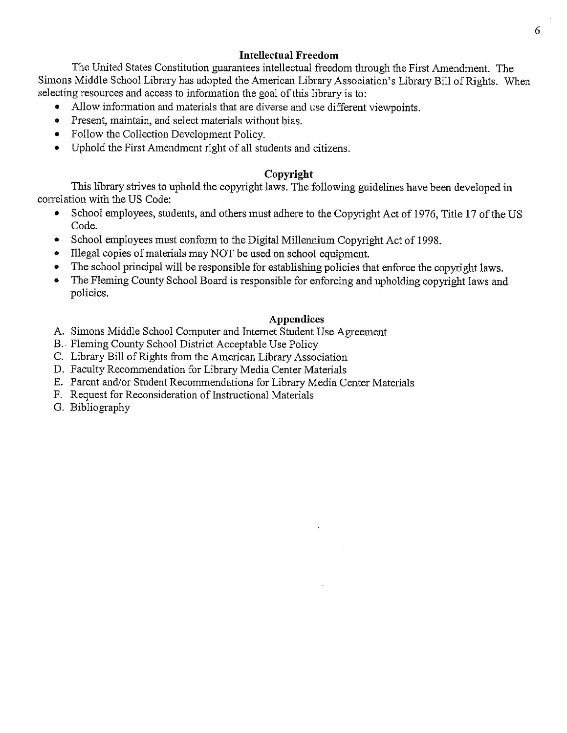## Intellectual Freedom

The United States Constitution guarantees intellectual freedom through the First Amendment. The Simons Middle School Library has adopted the American Library Association's Library Bill of Rights. When selecting resources and access to information the goal of this library is to:

- Allow information and materials that are diverse and use different viewpoints.
- Present, maintain, and select materials without bias.
- Follow the Collection Development Policy.
- Uphold the First Amendment right of all students and citizens.

## Copyright

This library strives to uphold the copyright laws. The following guidelines have been developed in correlation with the US Code:

- School employees, students, and others must adhere to the Copyright Act of 1976, Title 17 of the US Code.
- School employees must conform to the Digital Millennium Copyright Act of 1998.
- Illegal copies of materials may NOT be used on school equipment.
- The school principal will be responsible for establishing policies that enforce the copyright laws.
- The Fleming County School Board is responsible for enforcing and upholding copyright laws and policies.

## Appendices

A. Simons Middle School Computer and Internet Student Use Agreement
B. Fleming County School District Acceptable Use Policy
C. Library Bill of Rights from the American Library Association
D. Faculty Recommendation for Library Media Center Materials
E. Parent and/or Student Recommendations for Library Media Center Materials
F. Request for Reconsideration of Instructional Materials
G. Bibliography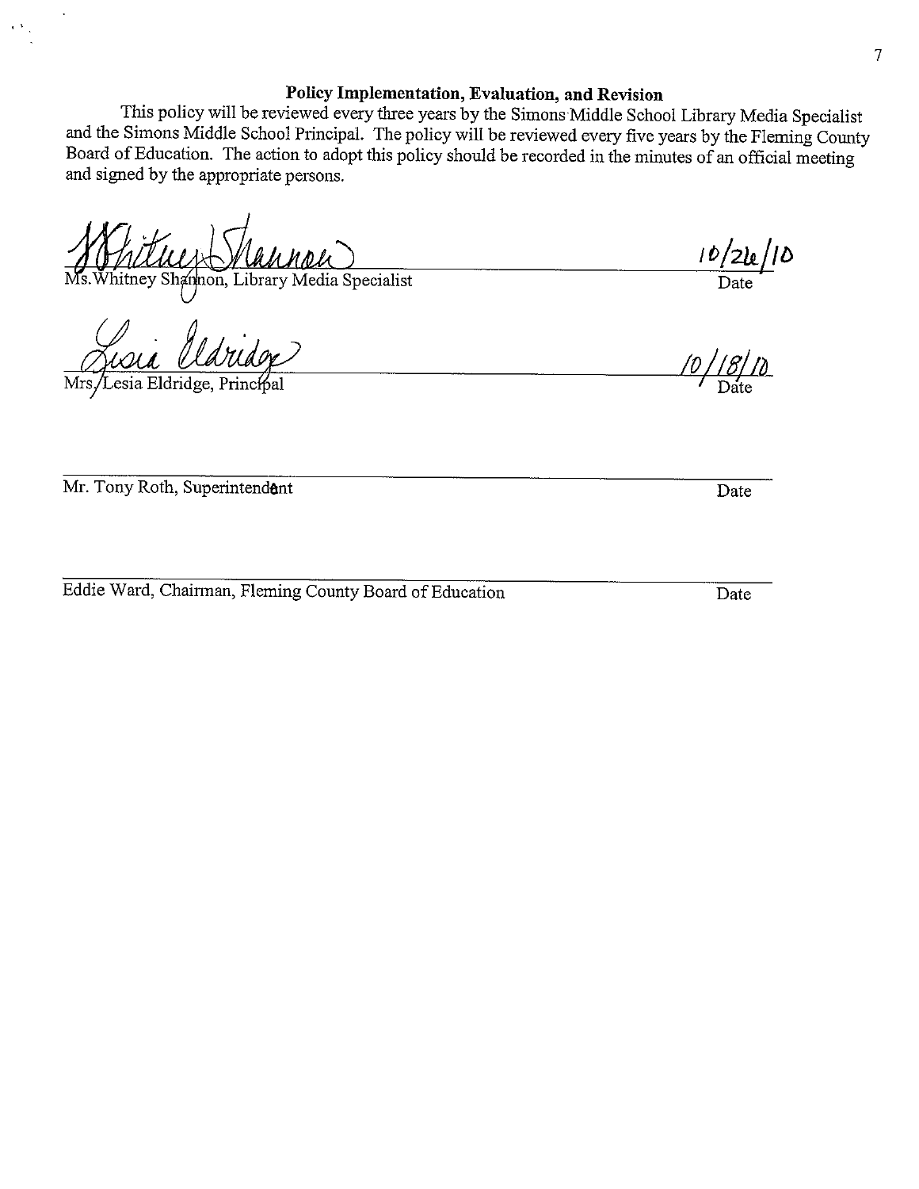## Policy Implementation, Evaluation, and Revision

This policy will be reviewed every three years by the Simons Middle School Library Media Specialist and the Simons Middle School Principal. The policy will be reviewed every five years by the Fleming County Board of Education. The action to adopt this policy should be recorded in the minutes of an official meeting and signed by the appropriate persons.

Whitney Shannon — 10/26/10

Ms. Whitney Shannon, Library Media Specialist — Date

Lesia Eldridge — 10/18/10

Mrs. Lesia Eldridge, Principal — Date

Mr. Tony Roth, Superintendent — Date

Eddie Ward, Chairman, Fleming County Board of Education — Date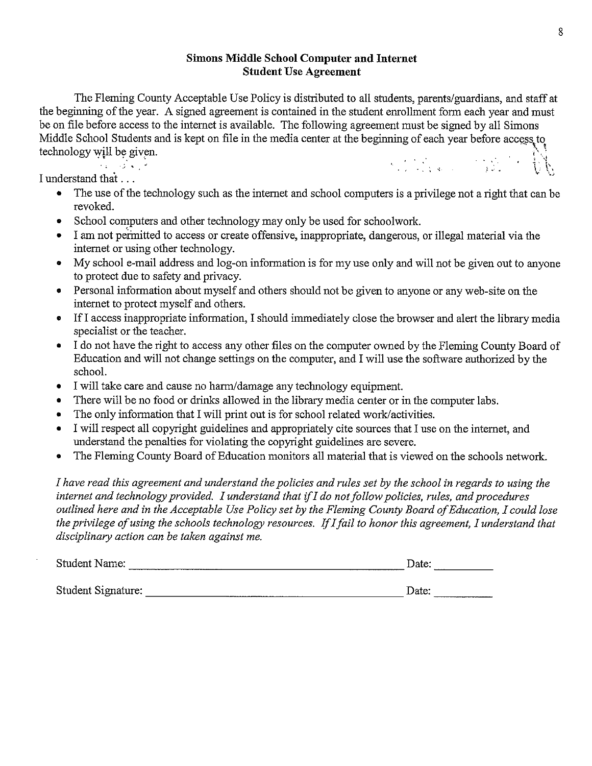## Simons Middle School Computer and Internet Student Use Agreement

The Fleming County Acceptable Use Policy is distributed to all students, parents/guardians, and staff at the beginning of the year. A signed agreement is contained in the student enrollment form each year and must be on file before access to the internet is available. The following agreement must be signed by all Simons Middle School Students and is kept on file in the media center at the beginning of each year before access to technology will be given.

I understand that . . .

- The use of the technology such as the internet and school computers is a privilege not a right that can be revoked.
- School computers and other technology may only be used for schoolwork.
- I am not permitted to access or create offensive, inappropriate, dangerous, or illegal material via the internet or using other technology.
- My school e-mail address and log-on information is for my use only and will not be given out to anyone to protect due to safety and privacy.
- Personal information about myself and others should not be given to anyone or any web-site on the internet to protect myself and others.
- If I access inappropriate information, I should immediately close the browser and alert the library media specialist or the teacher.
- I do not have the right to access any other files on the computer owned by the Fleming County Board of Education and will not change settings on the computer, and I will use the software authorized by the school.
- I will take care and cause no harm/damage any technology equipment.
- There will be no food or drinks allowed in the library media center or in the computer labs.
- The only information that I will print out is for school related work/activities.
- I will respect all copyright guidelines and appropriately cite sources that I use on the internet, and understand the penalties for violating the copyright guidelines are severe.
- The Fleming County Board of Education monitors all material that is viewed on the schools network.

*I have read this agreement and understand the policies and rules set by the school in regards to using the internet and technology provided. I understand that if I do not follow policies, rules, and procedures outlined here and in the Acceptable Use Policy set by the Fleming County Board of Education, I could lose the privilege of using the schools technology resources. If I fail to honor this agreement, I understand that disciplinary action can be taken against me.*

Student Name: ______________________________________________ Date: __________

Student Signature: ___________________________________________ Date: __________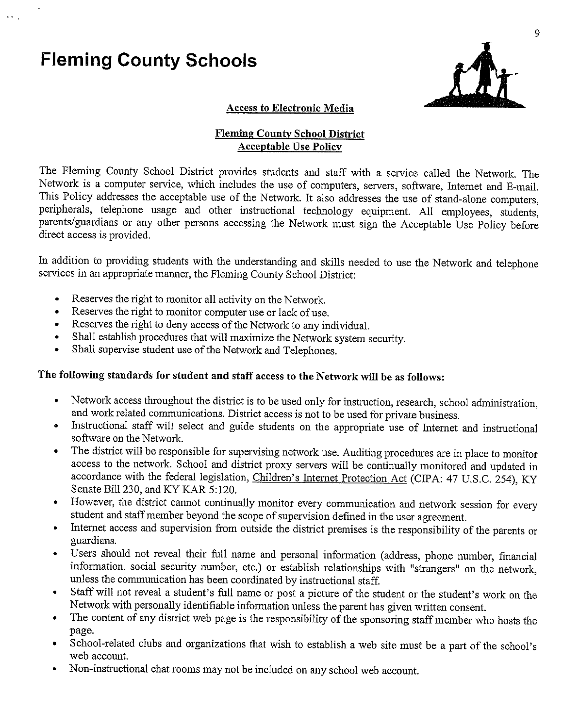# Fleming County Schools

## Access to Electronic Media

## Fleming County School District
## Acceptable Use Policy

The Fleming County School District provides students and staff with a service called the Network. The Network is a computer service, which includes the use of computers, servers, software, Internet and E-mail. This Policy addresses the acceptable use of the Network. It also addresses the use of stand-alone computers, peripherals, telephone usage and other instructional technology equipment. All employees, students, parents/guardians or any other persons accessing the Network must sign the Acceptable Use Policy before direct access is provided.

In addition to providing students with the understanding and skills needed to use the Network and telephone services in an appropriate manner, the Fleming County School District:

- Reserves the right to monitor all activity on the Network.
- Reserves the right to monitor computer use or lack of use.
- Reserves the right to deny access of the Network to any individual.
- Shall establish procedures that will maximize the Network system security.
- Shall supervise student use of the Network and Telephones.

**The following standards for student and staff access to the Network will be as follows:**

- Network access throughout the district is to be used only for instruction, research, school administration, and work related communications. District access is not to be used for private business.
- Instructional staff will select and guide students on the appropriate use of Internet and instructional software on the Network.
- The district will be responsible for supervising network use. Auditing procedures are in place to monitor access to the network. School and district proxy servers will be continually monitored and updated in accordance with the federal legislation, Children's Internet Protection Act (CIPA: 47 U.S.C. 254), KY Senate Bill 230, and KY KAR 5:120.
- However, the district cannot continually monitor every communication and network session for every student and staff member beyond the scope of supervision defined in the user agreement.
- Internet access and supervision from outside the district premises is the responsibility of the parents or guardians.
- Users should not reveal their full name and personal information (address, phone number, financial information, social security number, etc.) or establish relationships with "strangers" on the network, unless the communication has been coordinated by instructional staff.
- Staff will not reveal a student's full name or post a picture of the student or the student's work on the Network with personally identifiable information unless the parent has given written consent.
- The content of any district web page is the responsibility of the sponsoring staff member who hosts the page.
- School-related clubs and organizations that wish to establish a web site must be a part of the school's web account.
- Non-instructional chat rooms may not be included on any school web account.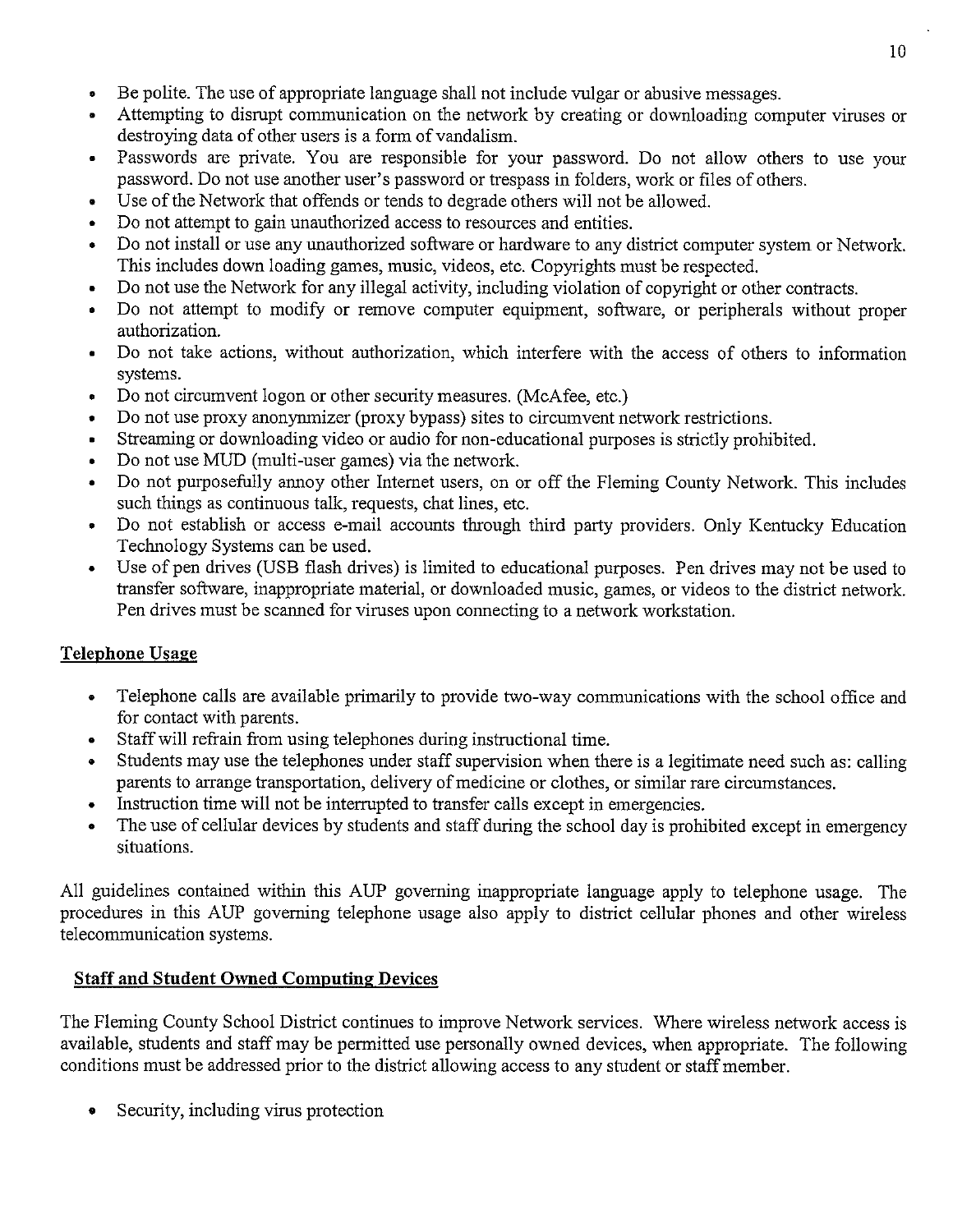- Be polite. The use of appropriate language shall not include vulgar or abusive messages.
- Attempting to disrupt communication on the network by creating or downloading computer viruses or destroying data of other users is a form of vandalism.
- Passwords are private. You are responsible for your password. Do not allow others to use your password. Do not use another user's password or trespass in folders, work or files of others.
- Use of the Network that offends or tends to degrade others will not be allowed.
- Do not attempt to gain unauthorized access to resources and entities.
- Do not install or use any unauthorized software or hardware to any district computer system or Network. This includes down loading games, music, videos, etc. Copyrights must be respected.
- Do not use the Network for any illegal activity, including violation of copyright or other contracts.
- Do not attempt to modify or remove computer equipment, software, or peripherals without proper authorization.
- Do not take actions, without authorization, which interfere with the access of others to information systems.
- Do not circumvent logon or other security measures. (McAfee, etc.)
- Do not use proxy anonynmizer (proxy bypass) sites to circumvent network restrictions.
- Streaming or downloading video or audio for non-educational purposes is strictly prohibited.
- Do not use MUD (multi-user games) via the network.
- Do not purposefully annoy other Internet users, on or off the Fleming County Network. This includes such things as continuous talk, requests, chat lines, etc.
- Do not establish or access e-mail accounts through third party providers. Only Kentucky Education Technology Systems can be used.
- Use of pen drives (USB flash drives) is limited to educational purposes. Pen drives may not be used to transfer software, inappropriate material, or downloaded music, games, or videos to the district network. Pen drives must be scanned for viruses upon connecting to a network workstation.

**Telephone Usage**

- Telephone calls are available primarily to provide two-way communications with the school office and for contact with parents.
- Staff will refrain from using telephones during instructional time.
- Students may use the telephones under staff supervision when there is a legitimate need such as: calling parents to arrange transportation, delivery of medicine or clothes, or similar rare circumstances.
- Instruction time will not be interrupted to transfer calls except in emergencies.
- The use of cellular devices by students and staff during the school day is prohibited except in emergency situations.

All guidelines contained within this AUP governing inappropriate language apply to telephone usage. The procedures in this AUP governing telephone usage also apply to district cellular phones and other wireless telecommunication systems.

**Staff and Student Owned Computing Devices**

The Fleming County School District continues to improve Network services. Where wireless network access is available, students and staff may be permitted use personally owned devices, when appropriate. The following conditions must be addressed prior to the district allowing access to any student or staff member.

- Security, including virus protection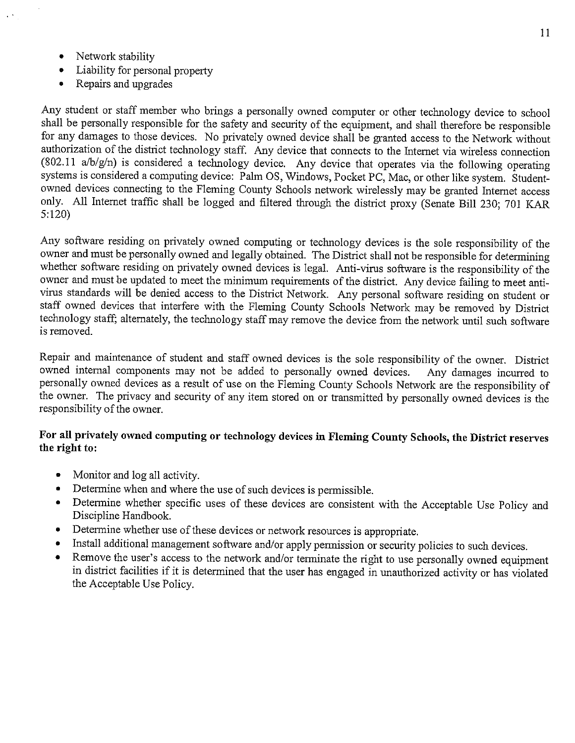- Network stability
- Liability for personal property
- Repairs and upgrades

Any student or staff member who brings a personally owned computer or other technology device to school shall be personally responsible for the safety and security of the equipment, and shall therefore be responsible for any damages to those devices. No privately owned device shall be granted access to the Network without authorization of the district technology staff. Any device that connects to the Internet via wireless connection (802.11 a/b/g/n) is considered a technology device. Any device that operates via the following operating systems is considered a computing device: Palm OS, Windows, Pocket PC, Mac, or other like system. Student-owned devices connecting to the Fleming County Schools network wirelessly may be granted Internet access only. All Internet traffic shall be logged and filtered through the district proxy (Senate Bill 230; 701 KAR 5:120)

Any software residing on privately owned computing or technology devices is the sole responsibility of the owner and must be personally owned and legally obtained. The District shall not be responsible for determining whether software residing on privately owned devices is legal. Anti-virus software is the responsibility of the owner and must be updated to meet the minimum requirements of the district. Any device failing to meet anti-virus standards will be denied access to the District Network. Any personal software residing on student or staff owned devices that interfere with the Fleming County Schools Network may be removed by District technology staff; alternately, the technology staff may remove the device from the network until such software is removed.

Repair and maintenance of student and staff owned devices is the sole responsibility of the owner. District owned internal components may not be added to personally owned devices. Any damages incurred to personally owned devices as a result of use on the Fleming County Schools Network are the responsibility of the owner. The privacy and security of any item stored on or transmitted by personally owned devices is the responsibility of the owner.

**For all privately owned computing or technology devices in Fleming County Schools, the District reserves the right to:**

- Monitor and log all activity.
- Determine when and where the use of such devices is permissible.
- Determine whether specific uses of these devices are consistent with the Acceptable Use Policy and Discipline Handbook.
- Determine whether use of these devices or network resources is appropriate.
- Install additional management software and/or apply permission or security policies to such devices.
- Remove the user's access to the network and/or terminate the right to use personally owned equipment in district facilities if it is determined that the user has engaged in unauthorized activity or has violated the Acceptable Use Policy.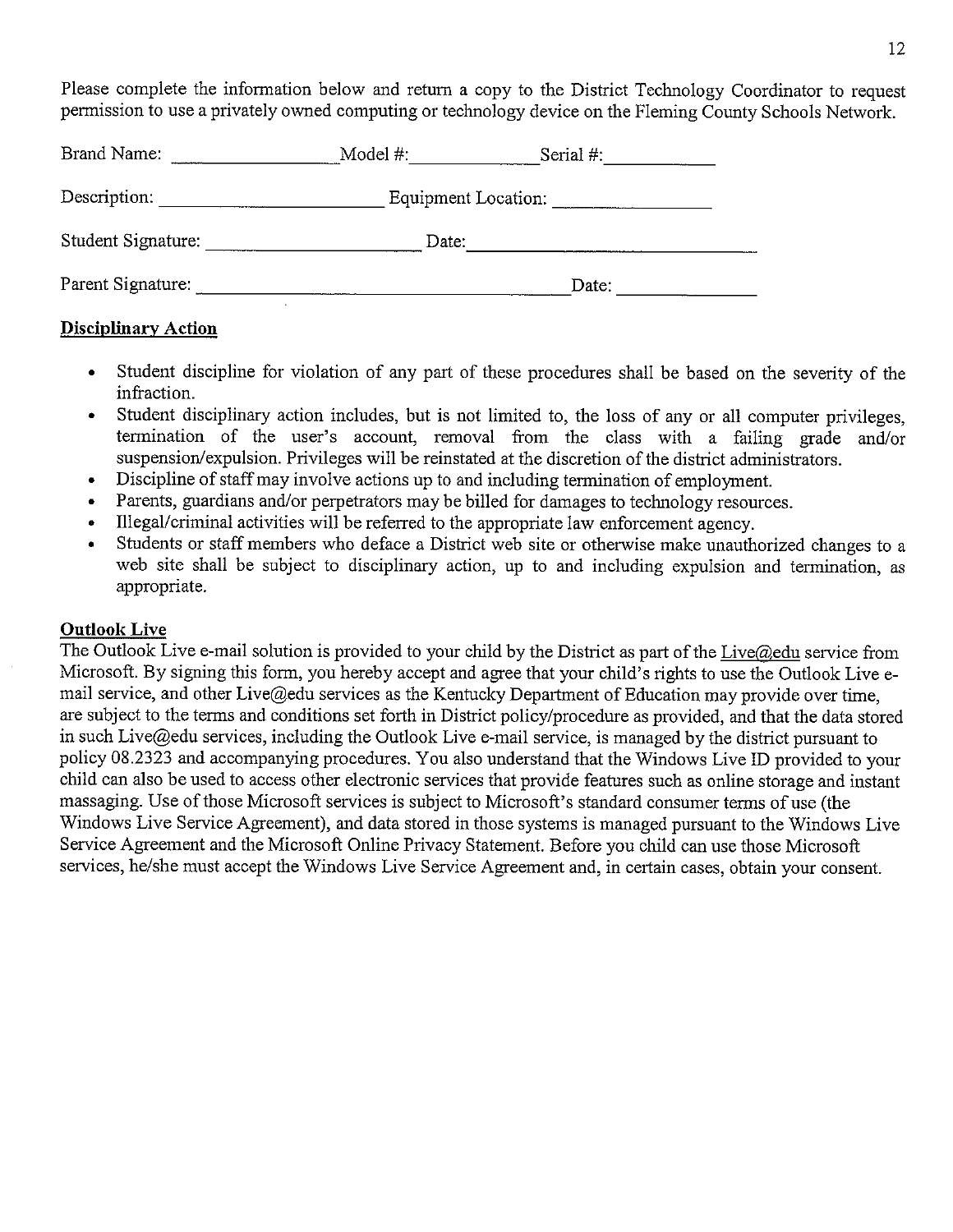Please complete the information below and return a copy to the District Technology Coordinator to request permission to use a privately owned computing or technology device on the Fleming County Schools Network.

Brand Name: ________________ Model #: ____________ Serial #: ___________

Description: ______________________ Equipment Location: ________________

Student Signature: _____________________ Date: ______________________________

Parent Signature: ____________________________________ Date: ______________

**Disciplinary Action**

- Student discipline for violation of any part of these procedures shall be based on the severity of the infraction.
- Student disciplinary action includes, but is not limited to, the loss of any or all computer privileges, termination of the user's account, removal from the class with a failing grade and/or suspension/expulsion. Privileges will be reinstated at the discretion of the district administrators.
- Discipline of staff may involve actions up to and including termination of employment.
- Parents, guardians and/or perpetrators may be billed for damages to technology resources.
- Illegal/criminal activities will be referred to the appropriate law enforcement agency.
- Students or staff members who deface a District web site or otherwise make unauthorized changes to a web site shall be subject to disciplinary action, up to and including expulsion and termination, as appropriate.

**Outlook Live**

The Outlook Live e-mail solution is provided to your child by the District as part of the Live@edu service from Microsoft. By signing this form, you hereby accept and agree that your child's rights to use the Outlook Live e-mail service, and other Live@edu services as the Kentucky Department of Education may provide over time, are subject to the terms and conditions set forth in District policy/procedure as provided, and that the data stored in such Live@edu services, including the Outlook Live e-mail service, is managed by the district pursuant to policy 08.2323 and accompanying procedures. You also understand that the Windows Live ID provided to your child can also be used to access other electronic services that provide features such as online storage and instant massaging. Use of those Microsoft services is subject to Microsoft's standard consumer terms of use (the Windows Live Service Agreement), and data stored in those systems is managed pursuant to the Windows Live Service Agreement and the Microsoft Online Privacy Statement. Before you child can use those Microsoft services, he/she must accept the Windows Live Service Agreement and, in certain cases, obtain your consent.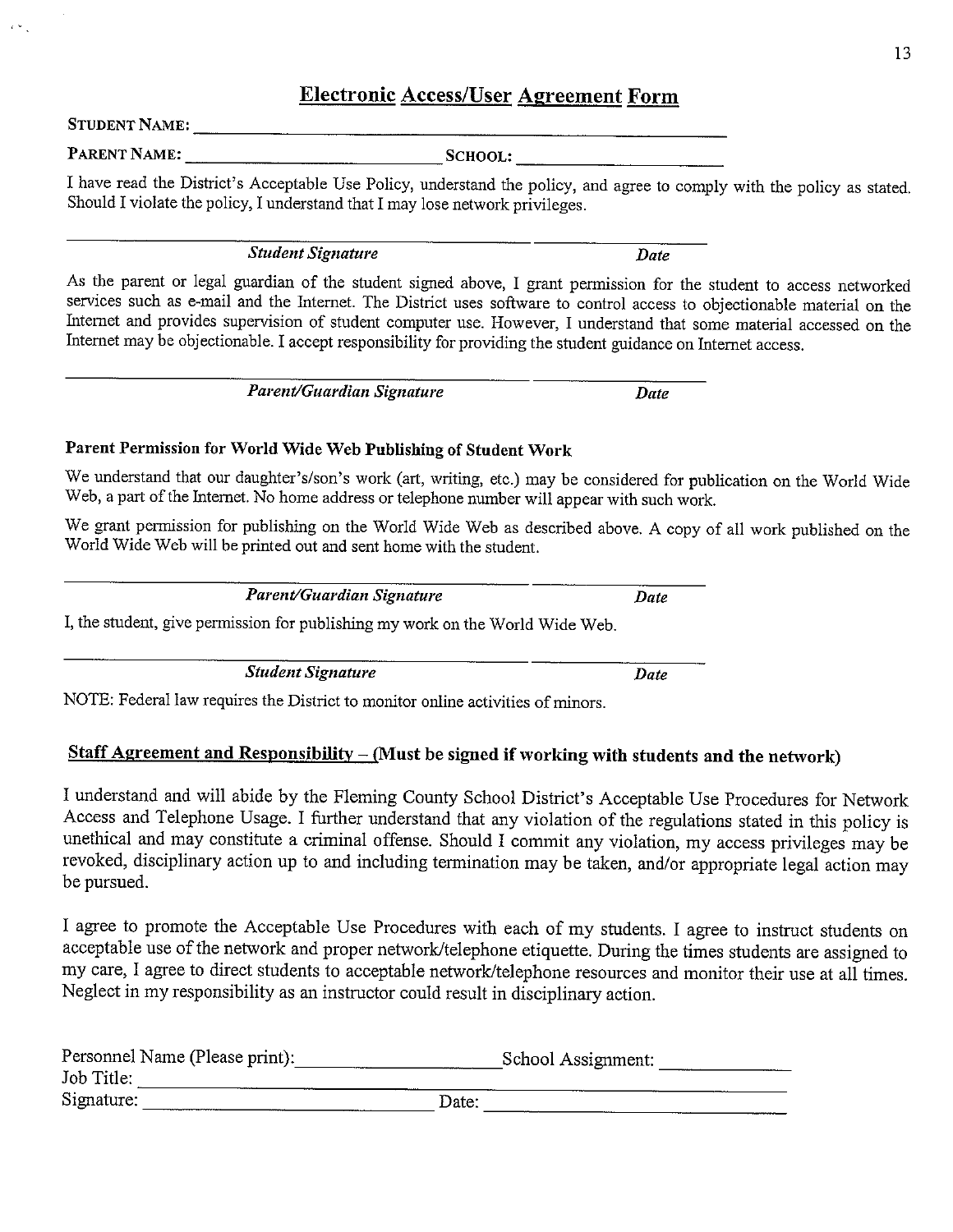# Electronic Access/User Agreement Form

**STUDENT NAME:** ____________________________________________

**PARENT NAME:** ______________________ **SCHOOL:** __________________

I have read the District's Acceptable Use Policy, understand the policy, and agree to comply with the policy as stated. Should I violate the policy, I understand that I may lose network privileges.

________________________________________ ______________

*Student Signature* *Date*

As the parent or legal guardian of the student signed above, I grant permission for the student to access networked services such as e-mail and the Internet. The District uses software to control access to objectionable material on the Internet and provides supervision of student computer use. However, I understand that some material accessed on the Internet may be objectionable. I accept responsibility for providing the student guidance on Internet access.

________________________________________ ______________

*Parent/Guardian Signature* *Date*

**Parent Permission for World Wide Web Publishing of Student Work**

We understand that our daughter's/son's work (art, writing, etc.) may be considered for publication on the World Wide Web, a part of the Internet. No home address or telephone number will appear with such work.

We grant permission for publishing on the World Wide Web as described above. A copy of all work published on the World Wide Web will be printed out and sent home with the student.

________________________________________ ______________

*Parent/Guardian Signature* *Date*

I, the student, give permission for publishing my work on the World Wide Web.

________________________________________ ______________

*Student Signature* *Date*

NOTE: Federal law requires the District to monitor online activities of minors.

## Staff Agreement and Responsibility – (Must be signed if working with students and the network)

I understand and will abide by the Fleming County School District's Acceptable Use Procedures for Network Access and Telephone Usage. I further understand that any violation of the regulations stated in this policy is unethical and may constitute a criminal offense. Should I commit any violation, my access privileges may be revoked, disciplinary action up to and including termination may be taken, and/or appropriate legal action may be pursued.

I agree to promote the Acceptable Use Procedures with each of my students. I agree to instruct students on acceptable use of the network and proper network/telephone etiquette. During the times students are assigned to my care, I agree to direct students to acceptable network/telephone resources and monitor their use at all times. Neglect in my responsibility as an instructor could result in disciplinary action.

Personnel Name (Please print): ____________________ School Assignment: ______________

Job Title: ____________________________________________

Signature: ________________________ Date: ________________________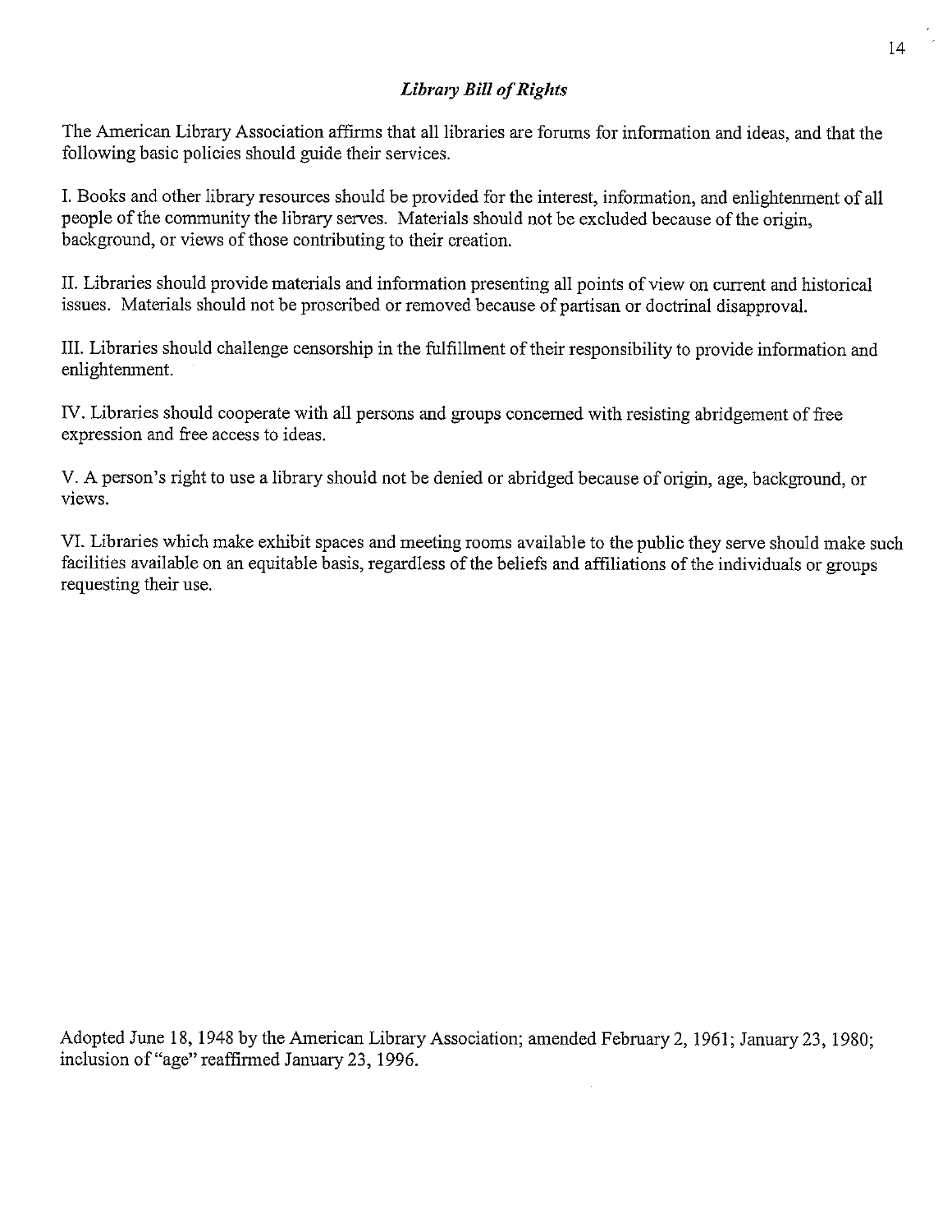## *Library Bill of Rights*

The American Library Association affirms that all libraries are forums for information and ideas, and that the following basic policies should guide their services.

I. Books and other library resources should be provided for the interest, information, and enlightenment of all people of the community the library serves. Materials should not be excluded because of the origin, background, or views of those contributing to their creation.

II. Libraries should provide materials and information presenting all points of view on current and historical issues. Materials should not be proscribed or removed because of partisan or doctrinal disapproval.

III. Libraries should challenge censorship in the fulfillment of their responsibility to provide information and enlightenment.

IV. Libraries should cooperate with all persons and groups concerned with resisting abridgement of free expression and free access to ideas.

V. A person's right to use a library should not be denied or abridged because of origin, age, background, or views.

VI. Libraries which make exhibit spaces and meeting rooms available to the public they serve should make such facilities available on an equitable basis, regardless of the beliefs and affiliations of the individuals or groups requesting their use.

Adopted June 18, 1948 by the American Library Association; amended February 2, 1961; January 23, 1980; inclusion of "age" reaffirmed January 23, 1996.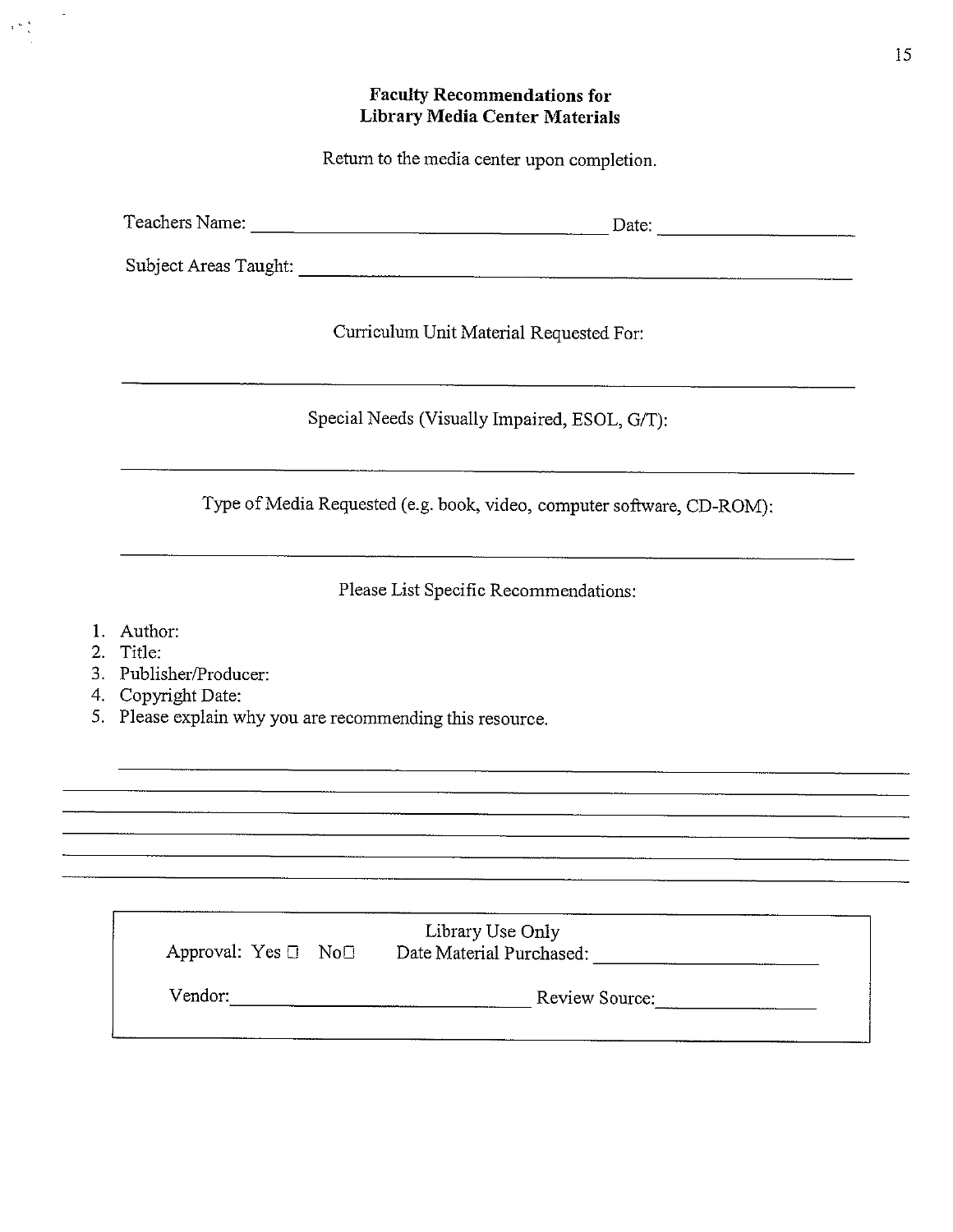# Faculty Recommendations for Library Media Center Materials

Return to the media center upon completion.

Teachers Name: ______________________________ Date: ________________

Subject Areas Taught: ______________________________________________

Curriculum Unit Material Requested For:

____________________________________________________________

Special Needs (Visually Impaired, ESOL, G/T):

____________________________________________________________

Type of Media Requested (e.g. book, video, computer software, CD-ROM):

____________________________________________________________

Please List Specific Recommendations:

1. Author:
2. Title:
3. Publisher/Producer:
4. Copyright Date:
5. Please explain why you are recommending this resource.

____________________________________________________________

____________________________________________________________

____________________________________________________________

____________________________________________________________

____________________________________________________________

____________________________________________________________

**Library Use Only**

Approval: Yes ☐ No☐ Date Material Purchased: ____________________

Vendor: ______________________________ Review Source: ______________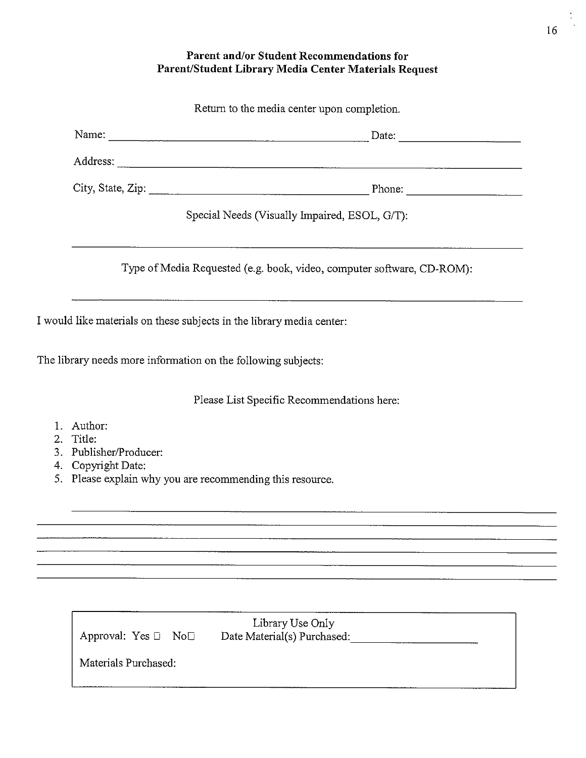## Parent and/or Student Recommendations for Parent/Student Library Media Center Materials Request

Return to the media center upon completion.

Name: ______________________________ Date: ______________

Address: ______________________________________________

City, State, Zip: __________________________ Phone: ______________

Special Needs (Visually Impaired, ESOL, G/T):

______________________________________________

Type of Media Requested (e.g. book, video, computer software, CD-ROM):

______________________________________________

I would like materials on these subjects in the library media center:

The library needs more information on the following subjects:

Please List Specific Recommendations here:

1. Author:
2. Title:
3. Publisher/Producer:
4. Copyright Date:
5. Please explain why you are recommending this resource.

______________________________________________
______________________________________________
______________________________________________
______________________________________________
______________________________________________
______________________________________________

---

Library Use Only

Approval: Yes ☐ No☐ Date Material(s) Purchased: ______________

Materials Purchased: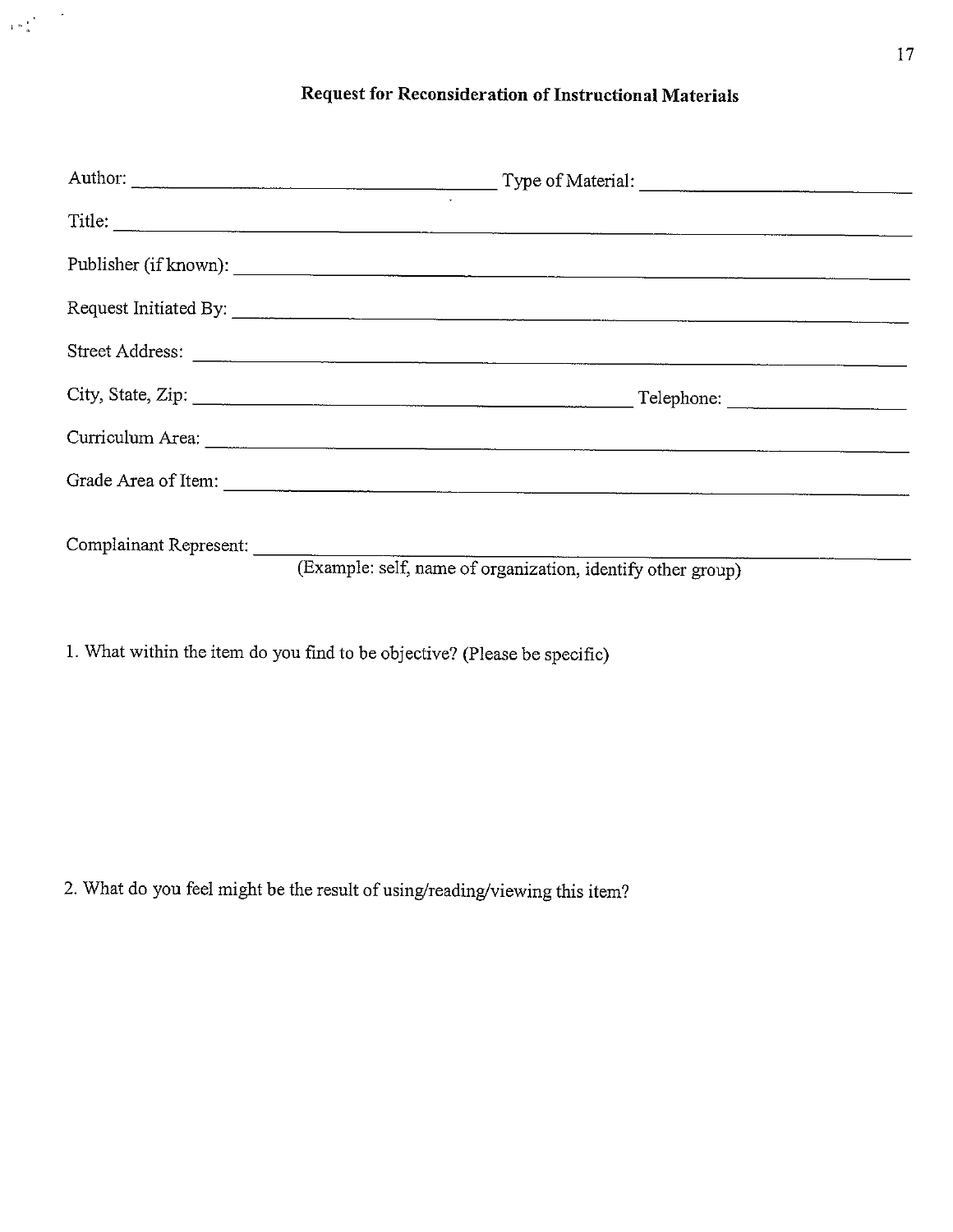## Request for Reconsideration of Instructional Materials

Author: ______________________________ Type of Material: ______________________

Title: ______________________________________________________________

Publisher (if known): ______________________________________________________

Request Initiated By: ______________________________________________________

Street Address: __________________________________________________________

City, State, Zip: ______________________________________ Telephone: ________________

Curriculum Area: _________________________________________________________

Grade Area of Item: ________________________________________________________

Complainant Represent: ______________________________________________________
(Example: self, name of organization, identify other group)

1. What within the item do you find to be objective? (Please be specific)

2. What do you feel might be the result of using/reading/viewing this item?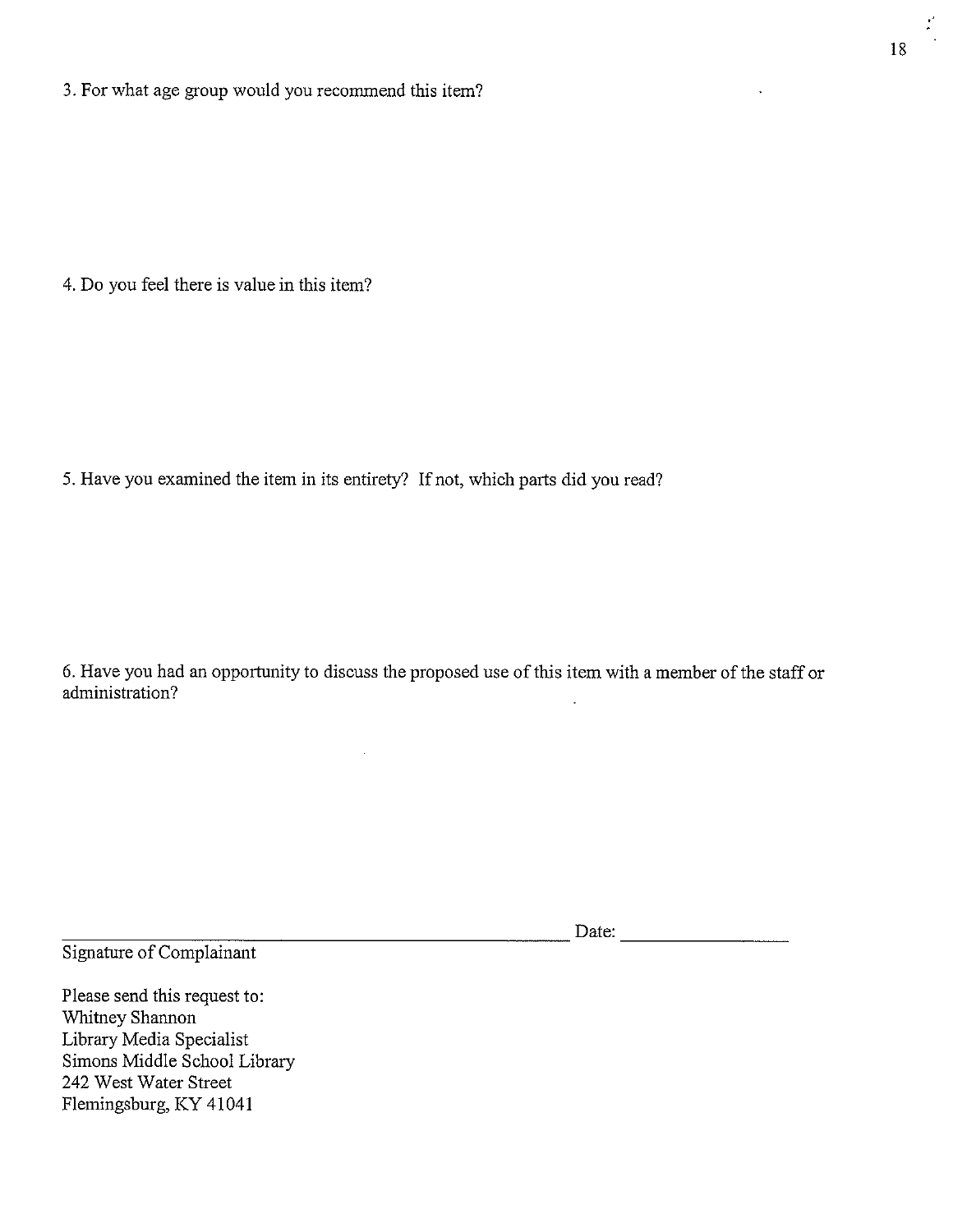3. For what age group would you recommend this item?

4. Do you feel there is value in this item?

5. Have you examined the item in its entirety? If not, which parts did you read?

6. Have you had an opportunity to discuss the proposed use of this item with a member of the staff or administration?

\_\_\_\_\_\_\_\_\_\_\_\_\_\_\_\_\_\_\_\_\_\_\_\_\_\_\_\_\_\_\_\_\_\_\_\_\_\_\_\_ Date: \_\_\_\_\_\_\_\_\_\_\_\_\_\_\_\_

Signature of Complainant

Please send this request to:
Whitney Shannon
Library Media Specialist
Simons Middle School Library
242 West Water Street
Flemingsburg, KY 41041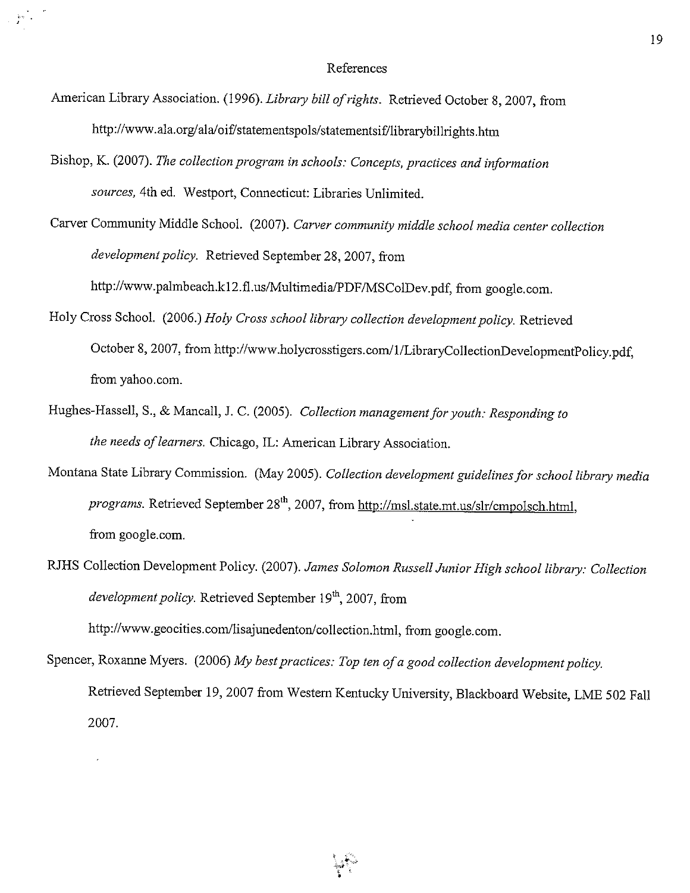# References

American Library Association. (1996). *Library bill of rights*. Retrieved October 8, 2007, from http://www.ala.org/ala/oif/statementspols/statementsif/librarybillrights.htm

Bishop, K. (2007). *The collection program in schools: Concepts, practices and information sources,* 4th ed. Westport, Connecticut: Libraries Unlimited.

Carver Community Middle School. (2007). *Carver community middle school media center collection development policy.* Retrieved September 28, 2007, from http://www.palmbeach.k12.fl.us/Multimedia/PDF/MSColDev.pdf, from google.com.

Holy Cross School. (2006.) *Holy Cross school library collection development policy.* Retrieved October 8, 2007, from http://www.holycrosstigers.com/1/LibraryCollectionDevelopmentPolicy.pdf, from yahoo.com.

Hughes-Hassell, S., & Mancall, J. C. (2005). *Collection management for youth: Responding to the needs of learners.* Chicago, IL: American Library Association.

Montana State Library Commission. (May 2005). *Collection development guidelines for school library media programs.* Retrieved September 28th, 2007, from http://msl.state.mt.us/slr/cmpolsch.html, from google.com.

RJHS Collection Development Policy. (2007). *James Solomon Russell Junior High school library: Collection development policy.* Retrieved September 19th, 2007, from http://www.geocities.com/lisajunedenton/collection.html, from google.com.

Spencer, Roxanne Myers. (2006) *My best practices: Top ten of a good collection development policy.* Retrieved September 19, 2007 from Western Kentucky University, Blackboard Website, LME 502 Fall 2007.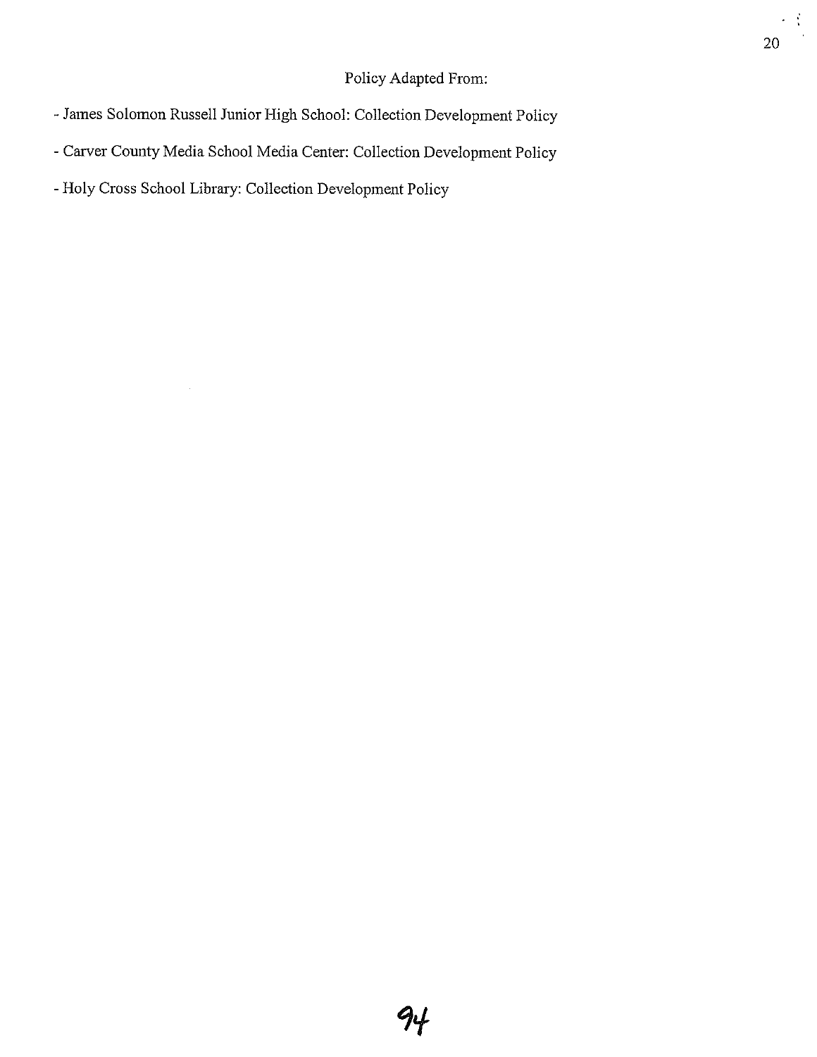Policy Adapted From:

- James Solomon Russell Junior High School: Collection Development Policy
- Carver County Media School Media Center: Collection Development Policy
- Holy Cross School Library: Collection Development Policy